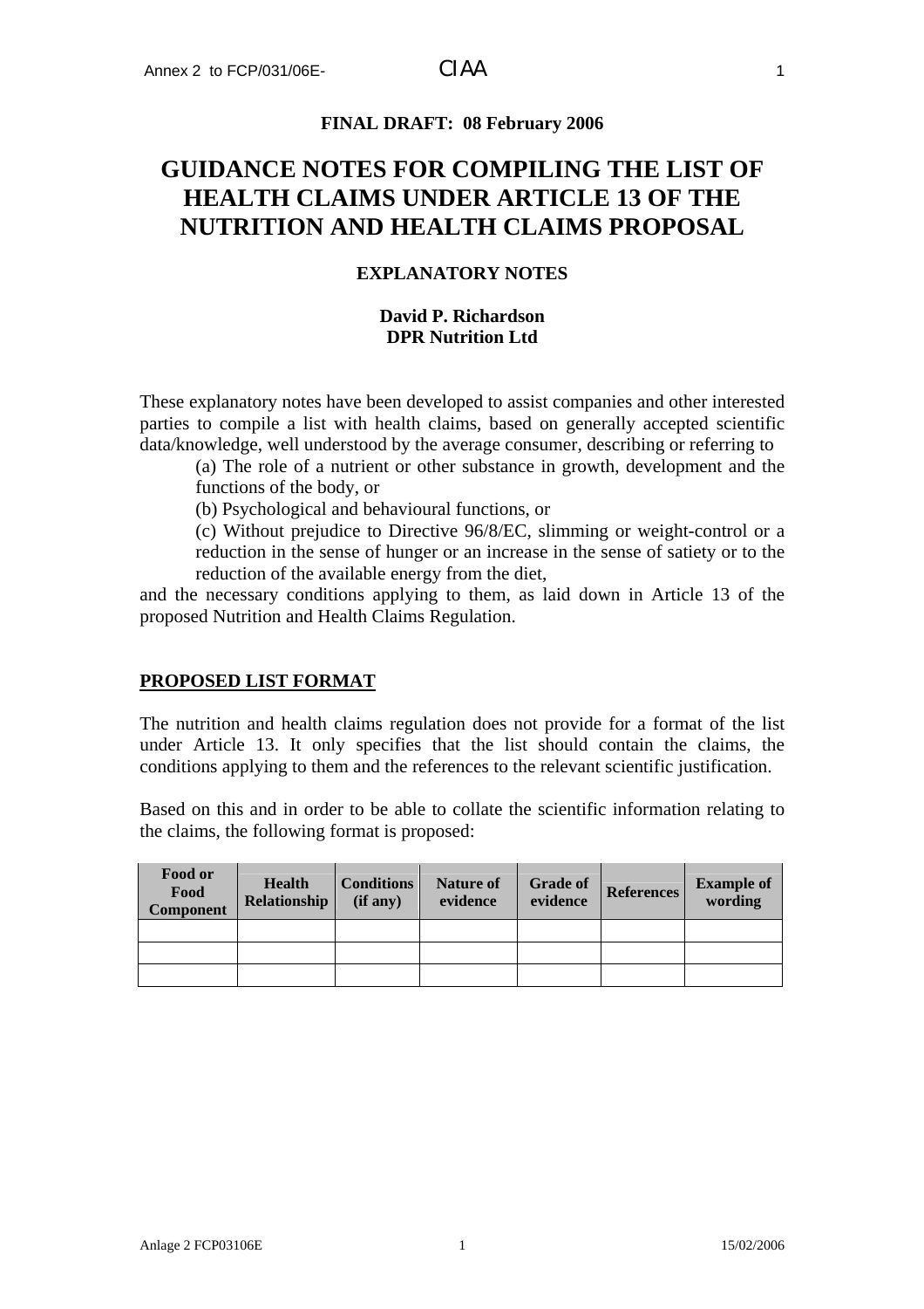**FINAL DRAFT: 08 February 2006**

# GUIDANCE NOTES FOR COMPILING THE LIST OF HEALTH CLAIMS UNDER ARTICLE 13 OF THE NUTRITION AND HEALTH CLAIMS PROPOSAL

## EXPLANATORY NOTES

**David P. Richardson**
**DPR Nutrition Ltd**

These explanatory notes have been developed to assist companies and other interested parties to compile a list with health claims, based on generally accepted scientific data/knowledge, well understood by the average consumer, describing or referring to

(a) The role of a nutrient or other substance in growth, development and the functions of the body, or

(b) Psychological and behavioural functions, or

(c) Without prejudice to Directive 96/8/EC, slimming or weight-control or a reduction in the sense of hunger or an increase in the sense of satiety or to the reduction of the available energy from the diet,

and the necessary conditions applying to them, as laid down in Article 13 of the proposed Nutrition and Health Claims Regulation.

## PROPOSED LIST FORMAT

The nutrition and health claims regulation does not provide for a format of the list under Article 13. It only specifies that the list should contain the claims, the conditions applying to them and the references to the relevant scientific justification.

Based on this and in order to be able to collate the scientific information relating to the claims, the following format is proposed:

| Food or Food Component | Health Relationship | Conditions (if any) | Nature of evidence | Grade of evidence | References | Example of wording |
|---|---|---|---|---|---|---|
| | | | | | | |
| | | | | | | |
| | | | | | | |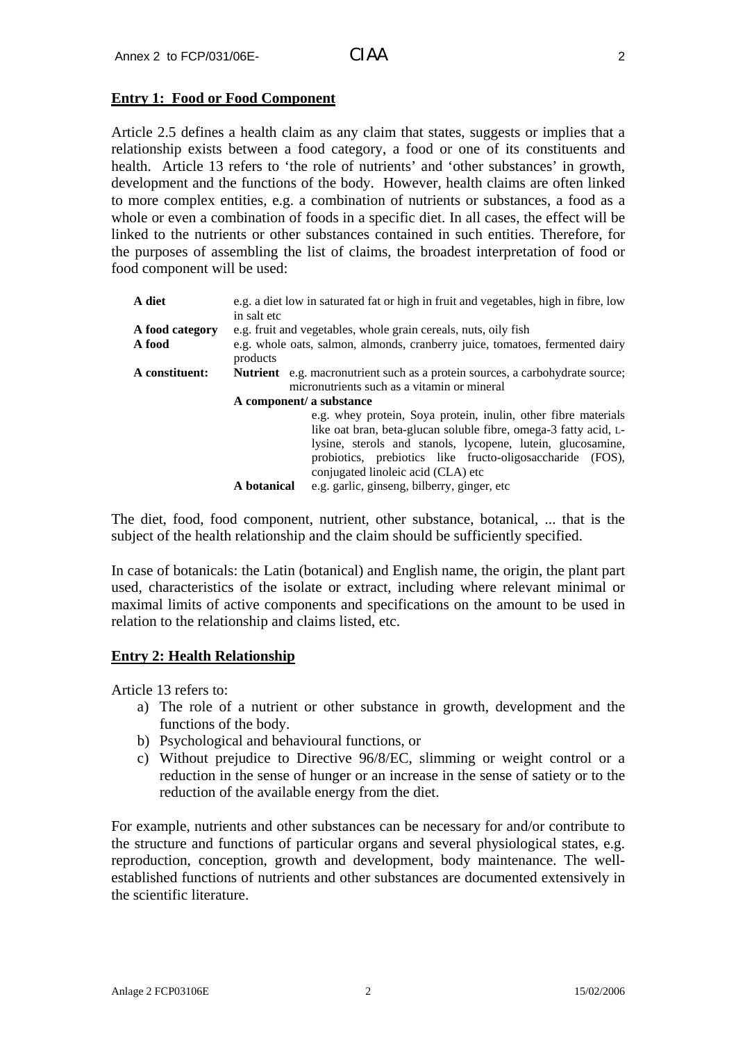**Entry 1: Food or Food Component**

Article 2.5 defines a health claim as any claim that states, suggests or implies that a relationship exists between a food category, a food or one of its constituents and health. Article 13 refers to 'the role of nutrients' and 'other substances' in growth, development and the functions of the body. However, health claims are often linked to more complex entities, e.g. a combination of nutrients or substances, a food as a whole or even a combination of foods in a specific diet. In all cases, the effect will be linked to the nutrients or other substances contained in such entities. Therefore, for the purposes of assembling the list of claims, the broadest interpretation of food or food component will be used:

| | | |
|---|---|---|
| **A diet** | e.g. a diet low in saturated fat or high in fruit and vegetables, high in fibre, low in salt etc | |
| **A food category** | e.g. fruit and vegetables, whole grain cereals, nuts, oily fish | |
| **A food** | e.g. whole oats, salmon, almonds, cranberry juice, tomatoes, fermented dairy products | |
| **A constituent:** | **Nutrient** | e.g. macronutrient such as a protein sources, a carbohydrate source; micronutrients such as a vitamin or mineral |
| | **A component/ a substance** | e.g. whey protein, Soya protein, inulin, other fibre materials like oat bran, beta-glucan soluble fibre, omega-3 fatty acid, L-lysine, sterols and stanols, lycopene, lutein, glucosamine, probiotics, prebiotics like fructo-oligosaccharide (FOS), conjugated linoleic acid (CLA) etc |
| | **A botanical** | e.g. garlic, ginseng, bilberry, ginger, etc |

The diet, food, food component, nutrient, other substance, botanical, ... that is the subject of the health relationship and the claim should be sufficiently specified.

In case of botanicals: the Latin (botanical) and English name, the origin, the plant part used, characteristics of the isolate or extract, including where relevant minimal or maximal limits of active components and specifications on the amount to be used in relation to the relationship and claims listed, etc.

**Entry 2: Health Relationship**

Article 13 refers to:

a) The role of a nutrient or other substance in growth, development and the functions of the body.
b) Psychological and behavioural functions, or
c) Without prejudice to Directive 96/8/EC, slimming or weight control or a reduction in the sense of hunger or an increase in the sense of satiety or to the reduction of the available energy from the diet.

For example, nutrients and other substances can be necessary for and/or contribute to the structure and functions of particular organs and several physiological states, e.g. reproduction, conception, growth and development, body maintenance. The well-established functions of nutrients and other substances are documented extensively in the scientific literature.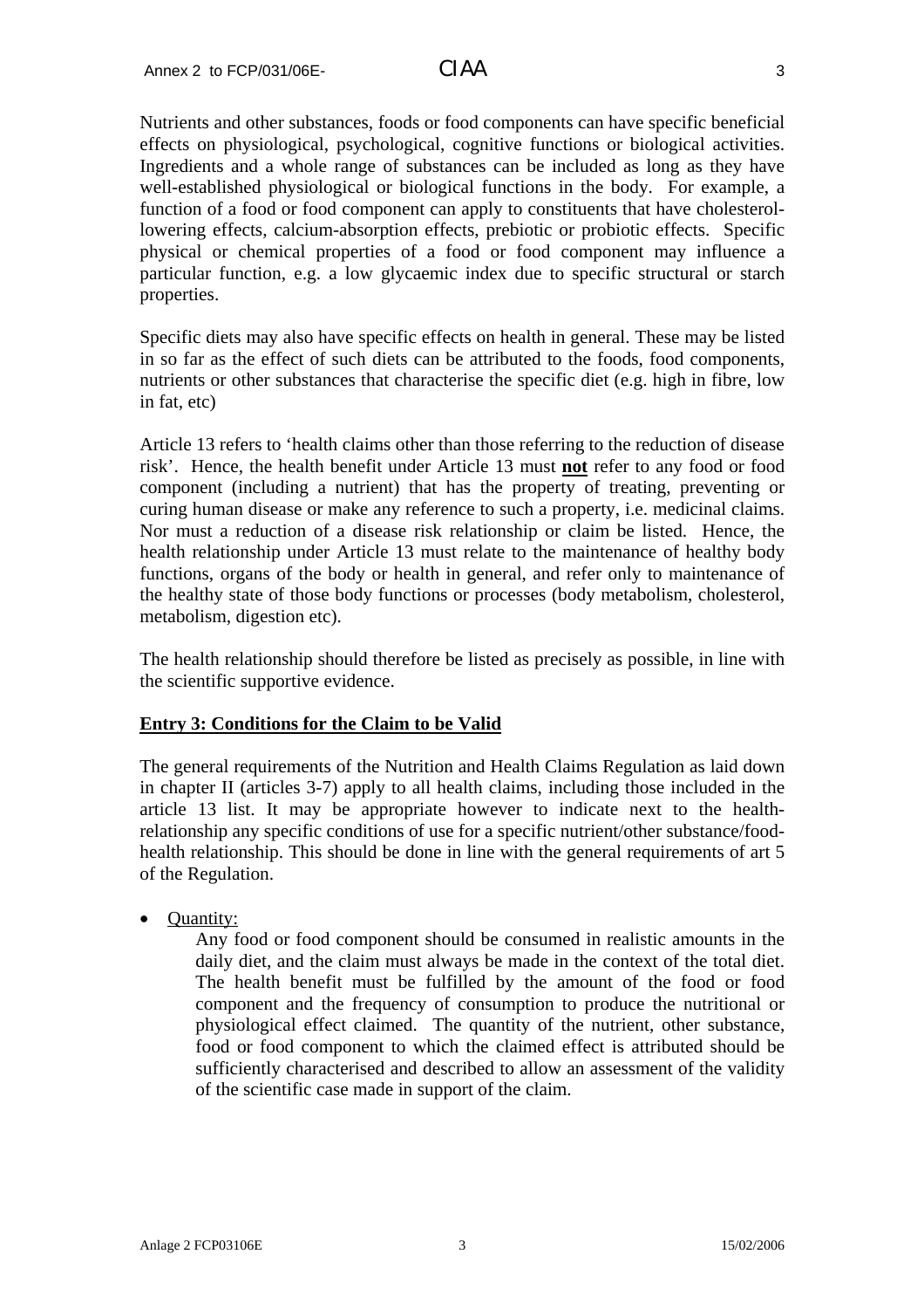Nutrients and other substances, foods or food components can have specific beneficial effects on physiological, psychological, cognitive functions or biological activities. Ingredients and a whole range of substances can be included as long as they have well-established physiological or biological functions in the body. For example, a function of a food or food component can apply to constituents that have cholesterol-lowering effects, calcium-absorption effects, prebiotic or probiotic effects. Specific physical or chemical properties of a food or food component may influence a particular function, e.g. a low glycaemic index due to specific structural or starch properties.

Specific diets may also have specific effects on health in general. These may be listed in so far as the effect of such diets can be attributed to the foods, food components, nutrients or other substances that characterise the specific diet (e.g. high in fibre, low in fat, etc)

Article 13 refers to 'health claims other than those referring to the reduction of disease risk'. Hence, the health benefit under Article 13 must **not** refer to any food or food component (including a nutrient) that has the property of treating, preventing or curing human disease or make any reference to such a property, i.e. medicinal claims. Nor must a reduction of a disease risk relationship or claim be listed. Hence, the health relationship under Article 13 must relate to the maintenance of healthy body functions, organs of the body or health in general, and refer only to maintenance of the healthy state of those body functions or processes (body metabolism, cholesterol, metabolism, digestion etc).

The health relationship should therefore be listed as precisely as possible, in line with the scientific supportive evidence.

## Entry 3: Conditions for the Claim to be Valid

The general requirements of the Nutrition and Health Claims Regulation as laid down in chapter II (articles 3-7) apply to all health claims, including those included in the article 13 list. It may be appropriate however to indicate next to the health-relationship any specific conditions of use for a specific nutrient/other substance/food-health relationship. This should be done in line with the general requirements of art 5 of the Regulation.

- Quantity:

  Any food or food component should be consumed in realistic amounts in the daily diet, and the claim must always be made in the context of the total diet. The health benefit must be fulfilled by the amount of the food or food component and the frequency of consumption to produce the nutritional or physiological effect claimed. The quantity of the nutrient, other substance, food or food component to which the claimed effect is attributed should be sufficiently characterised and described to allow an assessment of the validity of the scientific case made in support of the claim.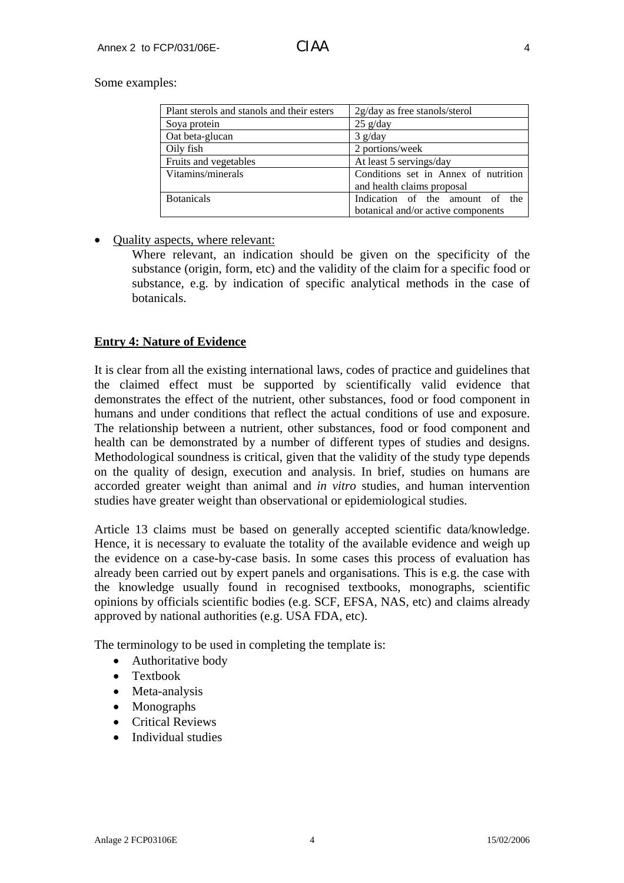Some examples:

| Plant sterols and stanols and their esters | 2g/day as free stanols/sterol |
|---|---|
| Soya protein | 25 g/day |
| Oat beta-glucan | 3 g/day |
| Oily fish | 2 portions/week |
| Fruits and vegetables | At least 5 servings/day |
| Vitamins/minerals | Conditions set in Annex of nutrition and health claims proposal |
| Botanicals | Indication of the amount of the botanical and/or active components |

- Quality aspects, where relevant:

  Where relevant, an indication should be given on the specificity of the substance (origin, form, etc) and the validity of the claim for a specific food or substance, e.g. by indication of specific analytical methods in the case of botanicals.

**Entry 4: Nature of Evidence**

It is clear from all the existing international laws, codes of practice and guidelines that the claimed effect must be supported by scientifically valid evidence that demonstrates the effect of the nutrient, other substances, food or food component in humans and under conditions that reflect the actual conditions of use and exposure. The relationship between a nutrient, other substances, food or food component and health can be demonstrated by a number of different types of studies and designs. Methodological soundness is critical, given that the validity of the study type depends on the quality of design, execution and analysis. In brief, studies on humans are accorded greater weight than animal and *in vitro* studies, and human intervention studies have greater weight than observational or epidemiological studies.

Article 13 claims must be based on generally accepted scientific data/knowledge. Hence, it is necessary to evaluate the totality of the available evidence and weigh up the evidence on a case-by-case basis. In some cases this process of evaluation has already been carried out by expert panels and organisations. This is e.g. the case with the knowledge usually found in recognised textbooks, monographs, scientific opinions by officials scientific bodies (e.g. SCF, EFSA, NAS, etc) and claims already approved by national authorities (e.g. USA FDA, etc).

The terminology to be used in completing the template is:

- Authoritative body
- Textbook
- Meta-analysis
- Monographs
- Critical Reviews
- Individual studies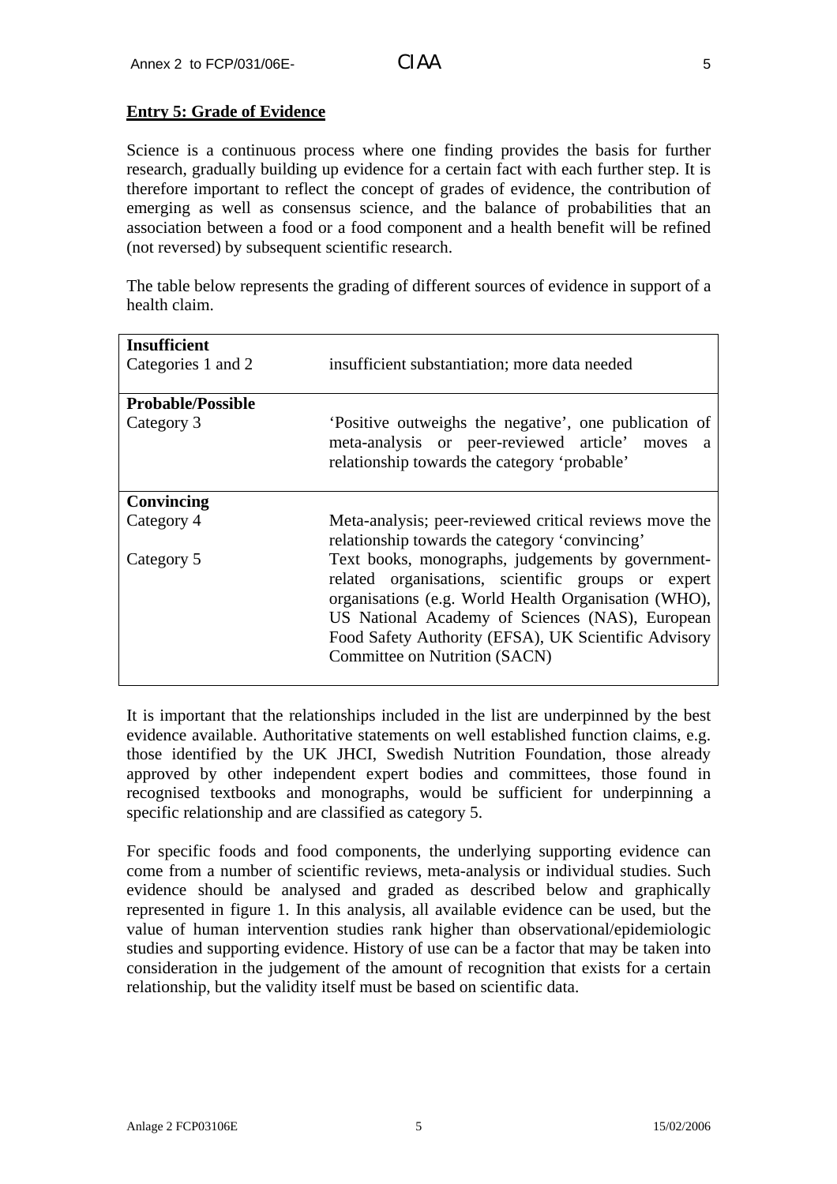## Entry 5: Grade of Evidence

Science is a continuous process where one finding provides the basis for further research, gradually building up evidence for a certain fact with each further step. It is therefore important to reflect the concept of grades of evidence, the contribution of emerging as well as consensus science, and the balance of probabilities that an association between a food or a food component and a health benefit will be refined (not reversed) by subsequent scientific research.

The table below represents the grading of different sources of evidence in support of a health claim.

| | |
|---|---|
| **Insufficient** | |
| Categories 1 and 2 | insufficient substantiation; more data needed |
| **Probable/Possible** | |
| Category 3 | 'Positive outweighs the negative', one publication of meta-analysis or peer-reviewed article' moves a relationship towards the category 'probable' |
| **Convincing** | |
| Category 4 | Meta-analysis; peer-reviewed critical reviews move the relationship towards the category 'convincing' |
| Category 5 | Text books, monographs, judgements by government-related organisations, scientific groups or expert organisations (e.g. World Health Organisation (WHO), US National Academy of Sciences (NAS), European Food Safety Authority (EFSA), UK Scientific Advisory Committee on Nutrition (SACN) |

It is important that the relationships included in the list are underpinned by the best evidence available. Authoritative statements on well established function claims, e.g. those identified by the UK JHCI, Swedish Nutrition Foundation, those already approved by other independent expert bodies and committees, those found in recognised textbooks and monographs, would be sufficient for underpinning a specific relationship and are classified as category 5.

For specific foods and food components, the underlying supporting evidence can come from a number of scientific reviews, meta-analysis or individual studies. Such evidence should be analysed and graded as described below and graphically represented in figure 1. In this analysis, all available evidence can be used, but the value of human intervention studies rank higher than observational/epidemiologic studies and supporting evidence. History of use can be a factor that may be taken into consideration in the judgement of the amount of recognition that exists for a certain relationship, but the validity itself must be based on scientific data.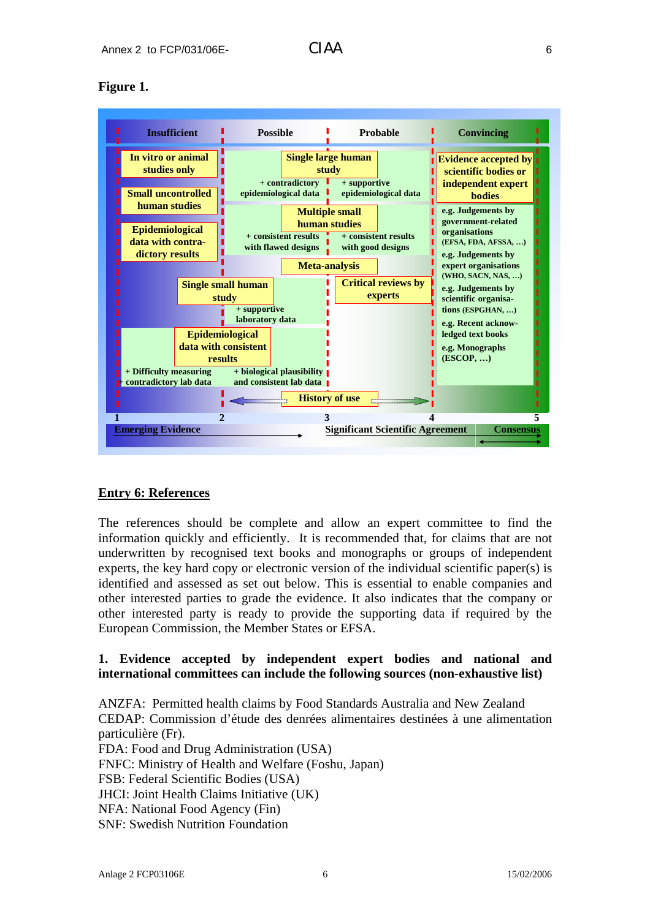**Figure 1.**

| Insufficient | Possible | Probable | Convincing |
|---|---|---|---|
| In vitro or animal studies only | Single large human study: + contradictory epidemiological data | Single large human study: + supportive epidemiological data | Evidence accepted by scientific bodies or independent expert bodies |
| Small uncontrolled human studies | Multiple small human studies: + consistent results with flawed designs | Multiple small human studies: + consistent results with good designs | e.g. Judgements by government-related organisations (EFSA, FDA, AFSSA, …) |
| Epidemiological data with contra-dictory results | Meta-analysis | Meta-analysis | e.g. Judgements by expert organisations (WHO, SACN, NAS, …) |
| Single small human study | Single small human study: + supportive laboratory data | Critical reviews by experts | e.g. Judgements by scientific organisa-tions (ESPGHAN, …) |
| Epidemiological data with consistent results: + Difficulty measuring + contradictory lab data | Epidemiological data with consistent results: + biological plausibility and consistent lab data | | e.g. Recent acknow-ledged text books |
| | History of use | History of use | e.g. Monographs (ESCOP, …) |

1 — 2 — 3 — 4 — 5

Emerging Evidence (1–3) → Significant Scientific Agreement (3–4) → Consensus (4–5)

## Entry 6: References

The references should be complete and allow an expert committee to find the information quickly and efficiently. It is recommended that, for claims that are not underwritten by recognised text books and monographs or groups of independent experts, the key hard copy or electronic version of the individual scientific paper(s) is identified and assessed as set out below. This is essential to enable companies and other interested parties to grade the evidence. It also indicates that the company or other interested party is ready to provide the supporting data if required by the European Commission, the Member States or EFSA.

**1. Evidence accepted by independent expert bodies and national and international committees can include the following sources (non-exhaustive list)**

ANZFA: Permitted health claims by Food Standards Australia and New Zealand
CEDAP: Commission d'étude des denrées alimentaires destinées à une alimentation particulière (Fr).
FDA: Food and Drug Administration (USA)
FNFC: Ministry of Health and Welfare (Foshu, Japan)
FSB: Federal Scientific Bodies (USA)
JHCI: Joint Health Claims Initiative (UK)
NFA: National Food Agency (Fin)
SNF: Swedish Nutrition Foundation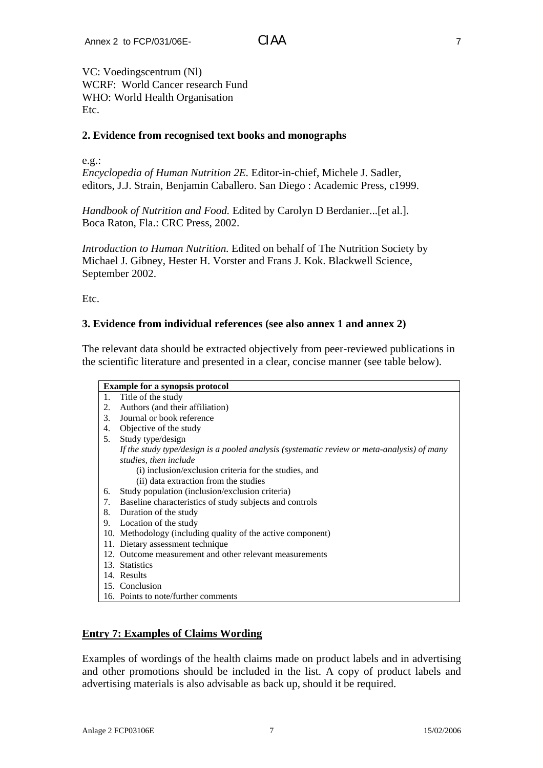VC: Voedingscentrum (Nl)
WCRF: World Cancer research Fund
WHO: World Health Organisation
Etc.

**2. Evidence from recognised text books and monographs**

e.g.:
*Encyclopedia of Human Nutrition 2E.* Editor-in-chief, Michele J. Sadler, editors, J.J. Strain, Benjamin Caballero. San Diego : Academic Press, c1999.

*Handbook of Nutrition and Food.* Edited by Carolyn D Berdanier...[et al.]. Boca Raton, Fla.: CRC Press, 2002.

*Introduction to Human Nutrition.* Edited on behalf of The Nutrition Society by Michael J. Gibney, Hester H. Vorster and Frans J. Kok. Blackwell Science, September 2002.

Etc.

**3. Evidence from individual references (see also annex 1 and annex 2)**

The relevant data should be extracted objectively from peer-reviewed publications in the scientific literature and presented in a clear, concise manner (see table below).

| **Example for a synopsis protocol** |
|---|
| 1. Title of the study |
| 2. Authors (and their affiliation) |
| 3. Journal or book reference |
| 4. Objective of the study |
| 5. Study type/design<br>*If the study type/design is a pooled analysis (systematic review or meta-analysis) of many studies, then include*<br>(i) inclusion/exclusion criteria for the studies, and<br>(ii) data extraction from the studies |
| 6. Study population (inclusion/exclusion criteria) |
| 7. Baseline characteristics of study subjects and controls |
| 8. Duration of the study |
| 9. Location of the study |
| 10. Methodology (including quality of the active component) |
| 11. Dietary assessment technique |
| 12. Outcome measurement and other relevant measurements |
| 13. Statistics |
| 14. Results |
| 15. Conclusion |
| 16. Points to note/further comments |

**Entry 7: Examples of Claims Wording**

Examples of wordings of the health claims made on product labels and in advertising and other promotions should be included in the list. A copy of product labels and advertising materials is also advisable as back up, should it be required.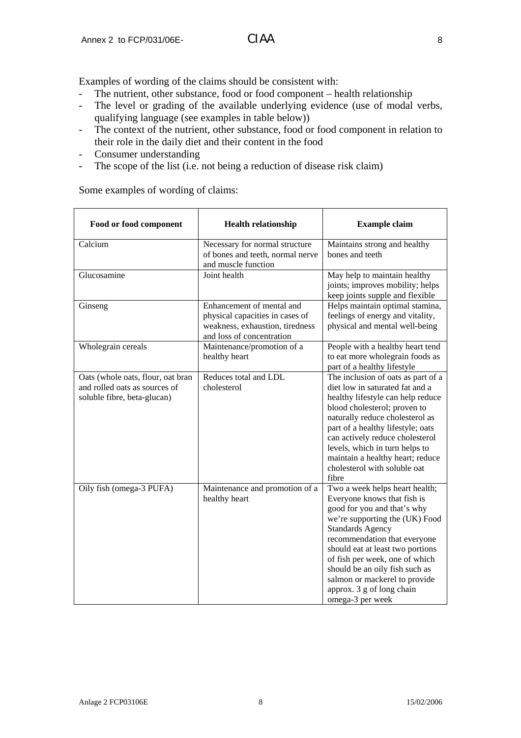Examples of wording of the claims should be consistent with:

- The nutrient, other substance, food or food component – health relationship
- The level or grading of the available underlying evidence (use of modal verbs, qualifying language (see examples in table below))
- The context of the nutrient, other substance, food or food component in relation to their role in the daily diet and their content in the food
- Consumer understanding
- The scope of the list (i.e. not being a reduction of disease risk claim)

Some examples of wording of claims:

| Food or food component | Health relationship | Example claim |
|---|---|---|
| Calcium | Necessary for normal structure of bones and teeth, normal nerve and muscle function | Maintains strong and healthy bones and teeth |
| Glucosamine | Joint health | May help to maintain healthy joints; improves mobility; helps keep joints supple and flexible |
| Ginseng | Enhancement of mental and physical capacities in cases of weakness, exhaustion, tiredness and loss of concentration | Helps maintain optimal stamina, feelings of energy and vitality, physical and mental well-being |
| Wholegrain cereals | Maintenance/promotion of a healthy heart | People with a healthy heart tend to eat more wholegrain foods as part of a healthy lifestyle |
| Oats (whole oats, flour, oat bran and rolled oats as sources of soluble fibre, beta-glucan) | Reduces total and LDL cholesterol | The inclusion of oats as part of a diet low in saturated fat and a healthy lifestyle can help reduce blood cholesterol; proven to naturally reduce cholesterol as part of a healthy lifestyle; oats can actively reduce cholesterol levels, which in turn helps to maintain a healthy heart; reduce cholesterol with soluble oat fibre |
| Oily fish (omega-3 PUFA) | Maintenance and promotion of a healthy heart | Two a week helps heart health; Everyone knows that fish is good for you and that's why we're supporting the (UK) Food Standards Agency recommendation that everyone should eat at least two portions of fish per week, one of which should be an oily fish such as salmon or mackerel to provide approx. 3 g of long chain omega-3 per week |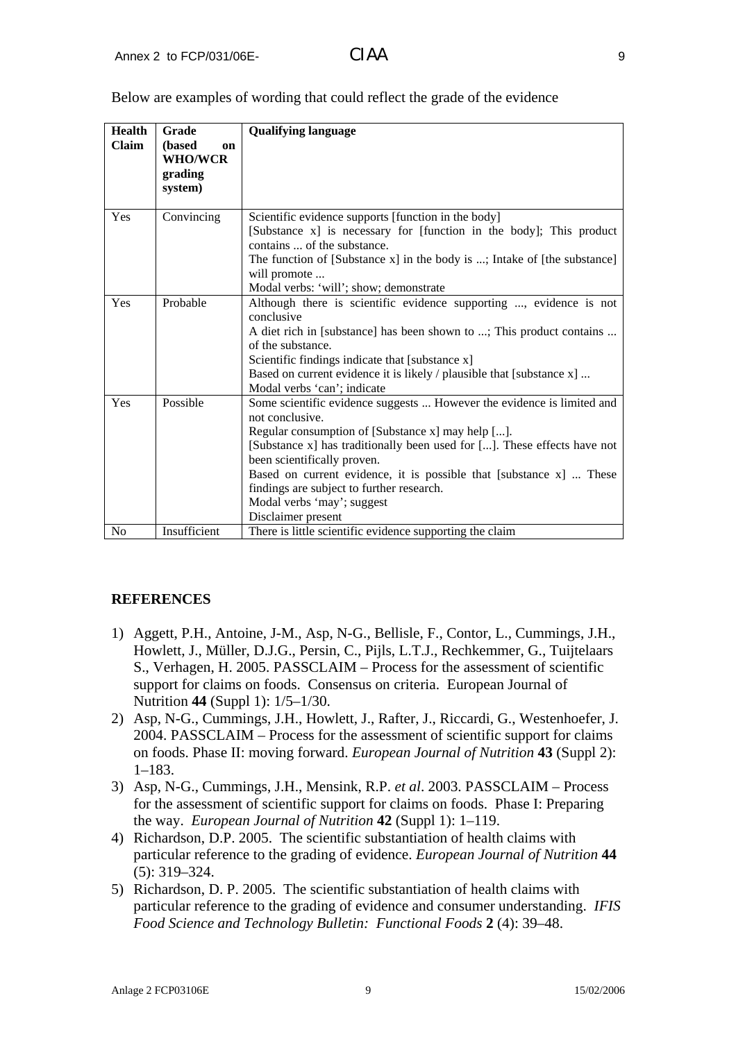Below are examples of wording that could reflect the grade of the evidence

| Health Claim | Grade (based on WHO/WCR grading system) | Qualifying language |
|---|---|---|
| Yes | Convincing | Scientific evidence supports [function in the body]<br>[Substance x] is necessary for [function in the body]; This product contains ... of the substance.<br>The function of [Substance x] in the body is ...; Intake of [the substance] will promote ...<br>Modal verbs: 'will'; show; demonstrate |
| Yes | Probable | Although there is scientific evidence supporting ..., evidence is not conclusive<br>A diet rich in [substance] has been shown to ...; This product contains ... of the substance.<br>Scientific findings indicate that [substance x]<br>Based on current evidence it is likely / plausible that [substance x] ...<br>Modal verbs 'can'; indicate |
| Yes | Possible | Some scientific evidence suggests ... However the evidence is limited and not conclusive.<br>Regular consumption of [Substance x] may help [...].<br>[Substance x] has traditionally been used for [...]. These effects have not been scientifically proven.<br>Based on current evidence, it is possible that [substance x] ... These findings are subject to further research.<br>Modal verbs 'may'; suggest<br>Disclaimer present |
| No | Insufficient | There is little scientific evidence supporting the claim |

## REFERENCES

1) Aggett, P.H., Antoine, J-M., Asp, N-G., Bellisle, F., Contor, L., Cummings, J.H., Howlett, J., Müller, D.J.G., Persin, C., Pijls, L.T.J., Rechkemmer, G., Tuijtelaars S., Verhagen, H. 2005. PASSCLAIM – Process for the assessment of scientific support for claims on foods. Consensus on criteria. European Journal of Nutrition **44** (Suppl 1): 1/5–1/30.
2) Asp, N-G., Cummings, J.H., Howlett, J., Rafter, J., Riccardi, G., Westenhoefer, J. 2004. PASSCLAIM – Process for the assessment of scientific support for claims on foods. Phase II: moving forward. *European Journal of Nutrition* **43** (Suppl 2): 1–183.
3) Asp, N-G., Cummings, J.H., Mensink, R.P. *et al*. 2003. PASSCLAIM – Process for the assessment of scientific support for claims on foods. Phase I: Preparing the way. *European Journal of Nutrition* **42** (Suppl 1): 1–119.
4) Richardson, D.P. 2005. The scientific substantiation of health claims with particular reference to the grading of evidence. *European Journal of Nutrition* **44** (5): 319–324.
5) Richardson, D. P. 2005. The scientific substantiation of health claims with particular reference to the grading of evidence and consumer understanding. *IFIS Food Science and Technology Bulletin: Functional Foods* **2** (4): 39–48.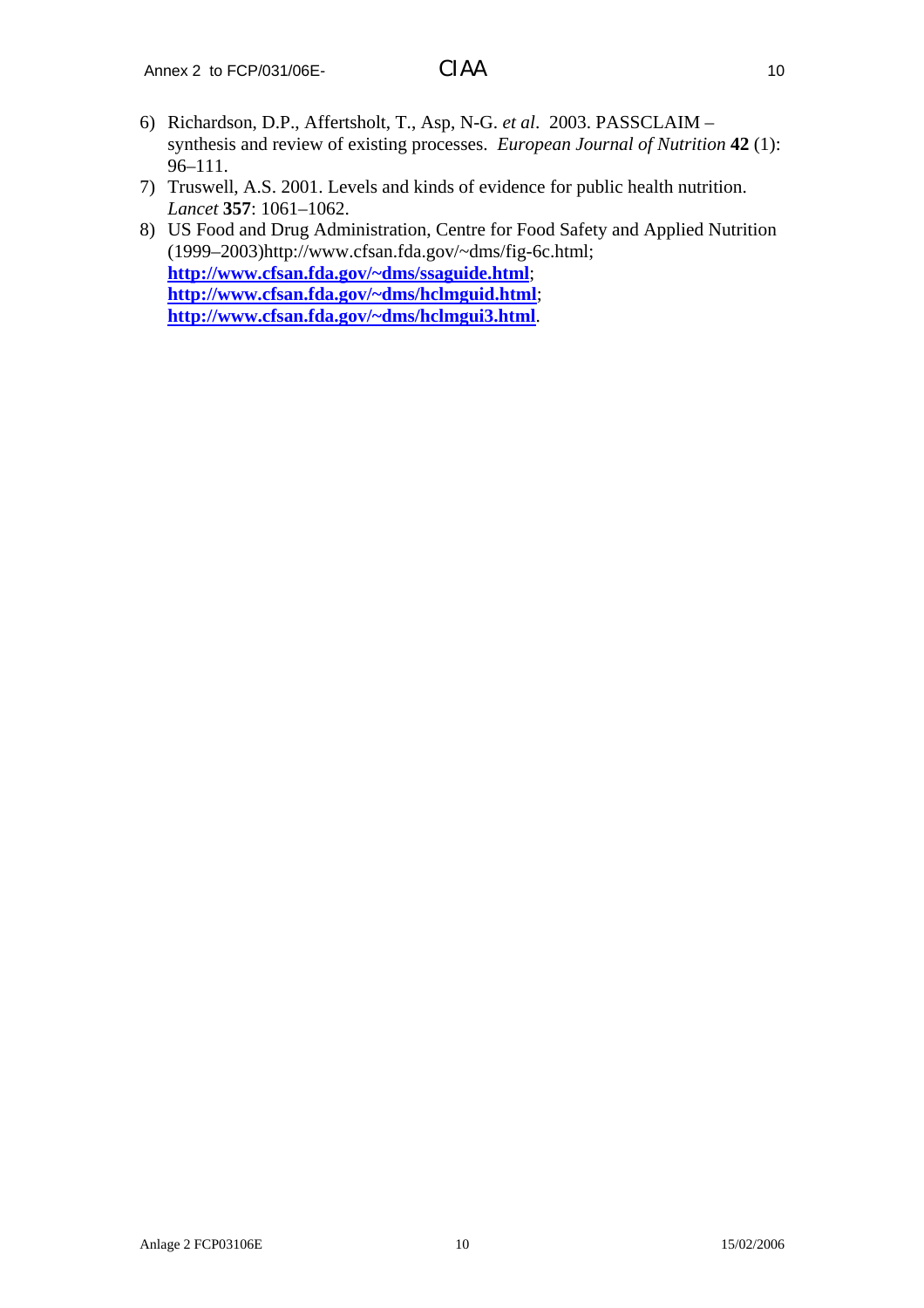6) Richardson, D.P., Affertsholt, T., Asp, N-G. *et al*. 2003. PASSCLAIM – synthesis and review of existing processes. *European Journal of Nutrition* **42** (1): 96–111.
7) Truswell, A.S. 2001. Levels and kinds of evidence for public health nutrition. *Lancet* **357**: 1061–1062.
8) US Food and Drug Administration, Centre for Food Safety and Applied Nutrition (1999–2003)http://www.cfsan.fda.gov/~dms/fig-6c.html; **http://www.cfsan.fda.gov/~dms/ssaguide.html**; **http://www.cfsan.fda.gov/~dms/hclmguid.html**; **http://www.cfsan.fda.gov/~dms/hclmgui3.html**.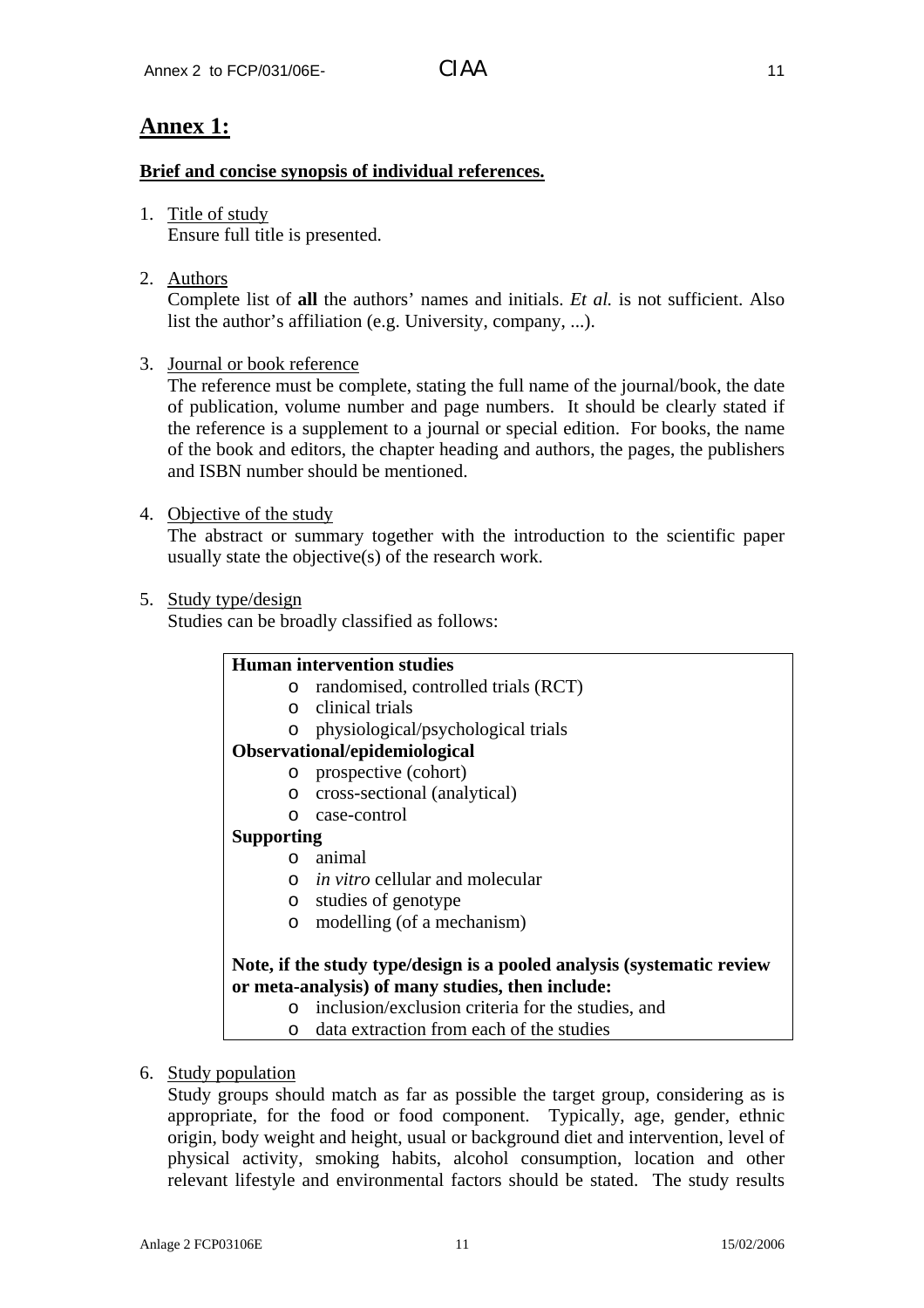## Annex 1:

**Brief and concise synopsis of individual references.**

1. Title of study
   Ensure full title is presented.

2. Authors
   Complete list of **all** the authors' names and initials. *Et al.* is not sufficient. Also list the author's affiliation (e.g. University, company, ...).

3. Journal or book reference
   The reference must be complete, stating the full name of the journal/book, the date of publication, volume number and page numbers. It should be clearly stated if the reference is a supplement to a journal or special edition. For books, the name of the book and editors, the chapter heading and authors, the pages, the publishers and ISBN number should be mentioned.

4. Objective of the study
   The abstract or summary together with the introduction to the scientific paper usually state the objective(s) of the research work.

5. Study type/design
   Studies can be broadly classified as follows:

   **Human intervention studies**
   - randomised, controlled trials (RCT)
   - clinical trials
   - physiological/psychological trials

   **Observational/epidemiological**
   - prospective (cohort)
   - cross-sectional (analytical)
   - case-control

   **Supporting**
   - animal
   - *in vitro* cellular and molecular
   - studies of genotype
   - modelling (of a mechanism)

   **Note, if the study type/design is a pooled analysis (systematic review or meta-analysis) of many studies, then include:**
   - inclusion/exclusion criteria for the studies, and
   - data extraction from each of the studies

6. Study population
   Study groups should match as far as possible the target group, considering as is appropriate, for the food or food component. Typically, age, gender, ethnic origin, body weight and height, usual or background diet and intervention, level of physical activity, smoking habits, alcohol consumption, location and other relevant lifestyle and environmental factors should be stated. The study results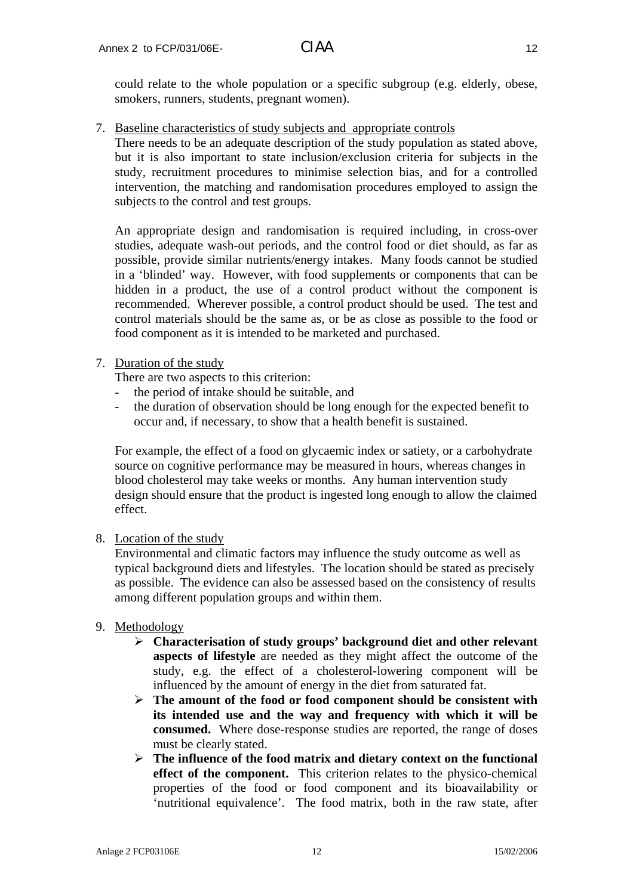could relate to the whole population or a specific subgroup (e.g. elderly, obese, smokers, runners, students, pregnant women).

7. Baseline characteristics of study subjects and appropriate controls
   There needs to be an adequate description of the study population as stated above, but it is also important to state inclusion/exclusion criteria for subjects in the study, recruitment procedures to minimise selection bias, and for a controlled intervention, the matching and randomisation procedures employed to assign the subjects to the control and test groups.

   An appropriate design and randomisation is required including, in cross-over studies, adequate wash-out periods, and the control food or diet should, as far as possible, provide similar nutrients/energy intakes. Many foods cannot be studied in a 'blinded' way. However, with food supplements or components that can be hidden in a product, the use of a control product without the component is recommended. Wherever possible, a control product should be used. The test and control materials should be the same as, or be as close as possible to the food or food component as it is intended to be marketed and purchased.

7. Duration of the study
   There are two aspects to this criterion:
   - the period of intake should be suitable, and
   - the duration of observation should be long enough for the expected benefit to occur and, if necessary, to show that a health benefit is sustained.

   For example, the effect of a food on glycaemic index or satiety, or a carbohydrate source on cognitive performance may be measured in hours, whereas changes in blood cholesterol may take weeks or months. Any human intervention study design should ensure that the product is ingested long enough to allow the claimed effect.

8. Location of the study
   Environmental and climatic factors may influence the study outcome as well as typical background diets and lifestyles. The location should be stated as precisely as possible. The evidence can also be assessed based on the consistency of results among different population groups and within them.

9. Methodology
   - **Characterisation of study groups' background diet and other relevant aspects of lifestyle** are needed as they might affect the outcome of the study, e.g. the effect of a cholesterol-lowering component will be influenced by the amount of energy in the diet from saturated fat.
   - **The amount of the food or food component should be consistent with its intended use and the way and frequency with which it will be consumed.** Where dose-response studies are reported, the range of doses must be clearly stated.
   - **The influence of the food matrix and dietary context on the functional effect of the component.** This criterion relates to the physico-chemical properties of the food or food component and its bioavailability or 'nutritional equivalence'. The food matrix, both in the raw state, after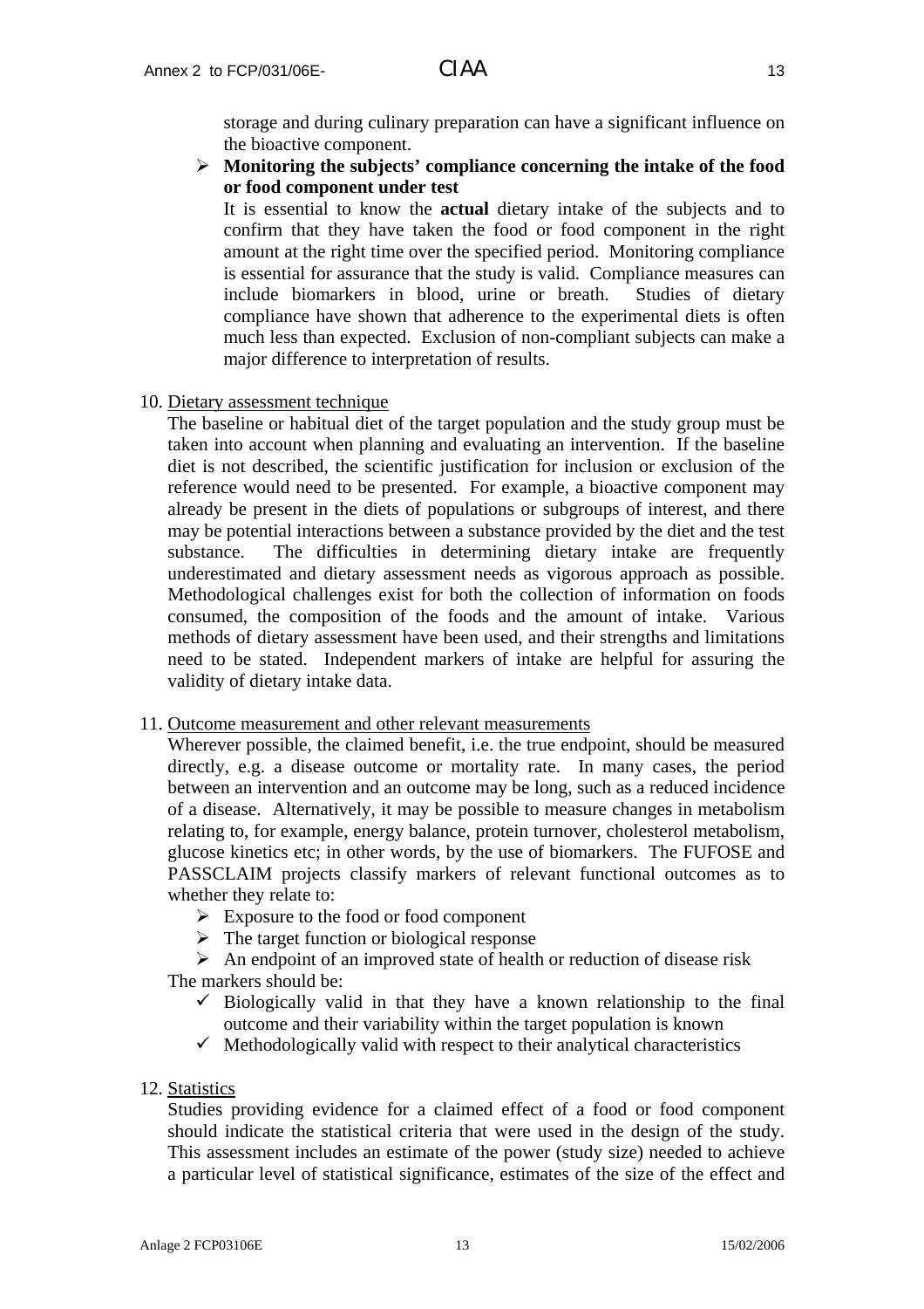storage and during culinary preparation can have a significant influence on the bioactive component.

- **Monitoring the subjects' compliance concerning the intake of the food or food component under test**

  It is essential to know the **actual** dietary intake of the subjects and to confirm that they have taken the food or food component in the right amount at the right time over the specified period. Monitoring compliance is essential for assurance that the study is valid. Compliance measures can include biomarkers in blood, urine or breath. Studies of dietary compliance have shown that adherence to the experimental diets is often much less than expected. Exclusion of non-compliant subjects can make a major difference to interpretation of results.

10. Dietary assessment technique

    The baseline or habitual diet of the target population and the study group must be taken into account when planning and evaluating an intervention. If the baseline diet is not described, the scientific justification for inclusion or exclusion of the reference would need to be presented. For example, a bioactive component may already be present in the diets of populations or subgroups of interest, and there may be potential interactions between a substance provided by the diet and the test substance. The difficulties in determining dietary intake are frequently underestimated and dietary assessment needs as vigorous approach as possible. Methodological challenges exist for both the collection of information on foods consumed, the composition of the foods and the amount of intake. Various methods of dietary assessment have been used, and their strengths and limitations need to be stated. Independent markers of intake are helpful for assuring the validity of dietary intake data.

11. Outcome measurement and other relevant measurements

    Wherever possible, the claimed benefit, i.e. the true endpoint, should be measured directly, e.g. a disease outcome or mortality rate. In many cases, the period between an intervention and an outcome may be long, such as a reduced incidence of a disease. Alternatively, it may be possible to measure changes in metabolism relating to, for example, energy balance, protein turnover, cholesterol metabolism, glucose kinetics etc; in other words, by the use of biomarkers. The FUFOSE and PASSCLAIM projects classify markers of relevant functional outcomes as to whether they relate to:

    - Exposure to the food or food component
    - The target function or biological response
    - An endpoint of an improved state of health or reduction of disease risk

    The markers should be:

    - ✓ Biologically valid in that they have a known relationship to the final outcome and their variability within the target population is known
    - ✓ Methodologically valid with respect to their analytical characteristics

12. Statistics

    Studies providing evidence for a claimed effect of a food or food component should indicate the statistical criteria that were used in the design of the study. This assessment includes an estimate of the power (study size) needed to achieve a particular level of statistical significance, estimates of the size of the effect and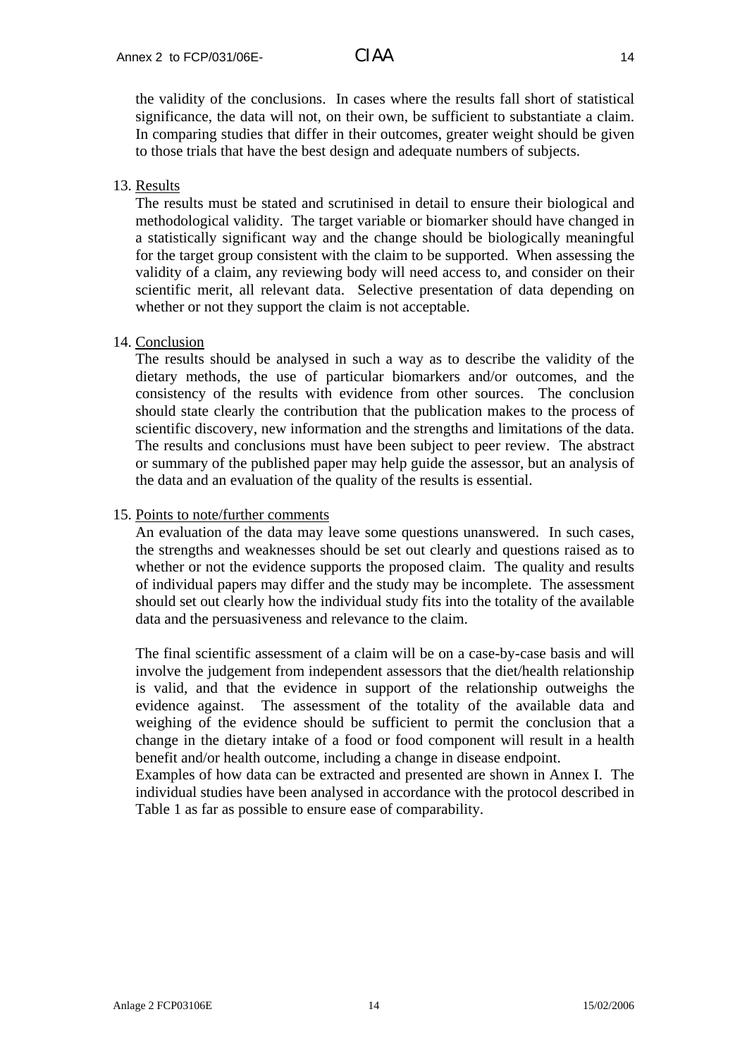the validity of the conclusions. In cases where the results fall short of statistical significance, the data will not, on their own, be sufficient to substantiate a claim. In comparing studies that differ in their outcomes, greater weight should be given to those trials that have the best design and adequate numbers of subjects.

13. Results

    The results must be stated and scrutinised in detail to ensure their biological and methodological validity. The target variable or biomarker should have changed in a statistically significant way and the change should be biologically meaningful for the target group consistent with the claim to be supported. When assessing the validity of a claim, any reviewing body will need access to, and consider on their scientific merit, all relevant data. Selective presentation of data depending on whether or not they support the claim is not acceptable.

14. Conclusion

    The results should be analysed in such a way as to describe the validity of the dietary methods, the use of particular biomarkers and/or outcomes, and the consistency of the results with evidence from other sources. The conclusion should state clearly the contribution that the publication makes to the process of scientific discovery, new information and the strengths and limitations of the data. The results and conclusions must have been subject to peer review. The abstract or summary of the published paper may help guide the assessor, but an analysis of the data and an evaluation of the quality of the results is essential.

15. Points to note/further comments

    An evaluation of the data may leave some questions unanswered. In such cases, the strengths and weaknesses should be set out clearly and questions raised as to whether or not the evidence supports the proposed claim. The quality and results of individual papers may differ and the study may be incomplete. The assessment should set out clearly how the individual study fits into the totality of the available data and the persuasiveness and relevance to the claim.

    The final scientific assessment of a claim will be on a case-by-case basis and will involve the judgement from independent assessors that the diet/health relationship is valid, and that the evidence in support of the relationship outweighs the evidence against. The assessment of the totality of the available data and weighing of the evidence should be sufficient to permit the conclusion that a change in the dietary intake of a food or food component will result in a health benefit and/or health outcome, including a change in disease endpoint.

    Examples of how data can be extracted and presented are shown in Annex I. The individual studies have been analysed in accordance with the protocol described in Table 1 as far as possible to ensure ease of comparability.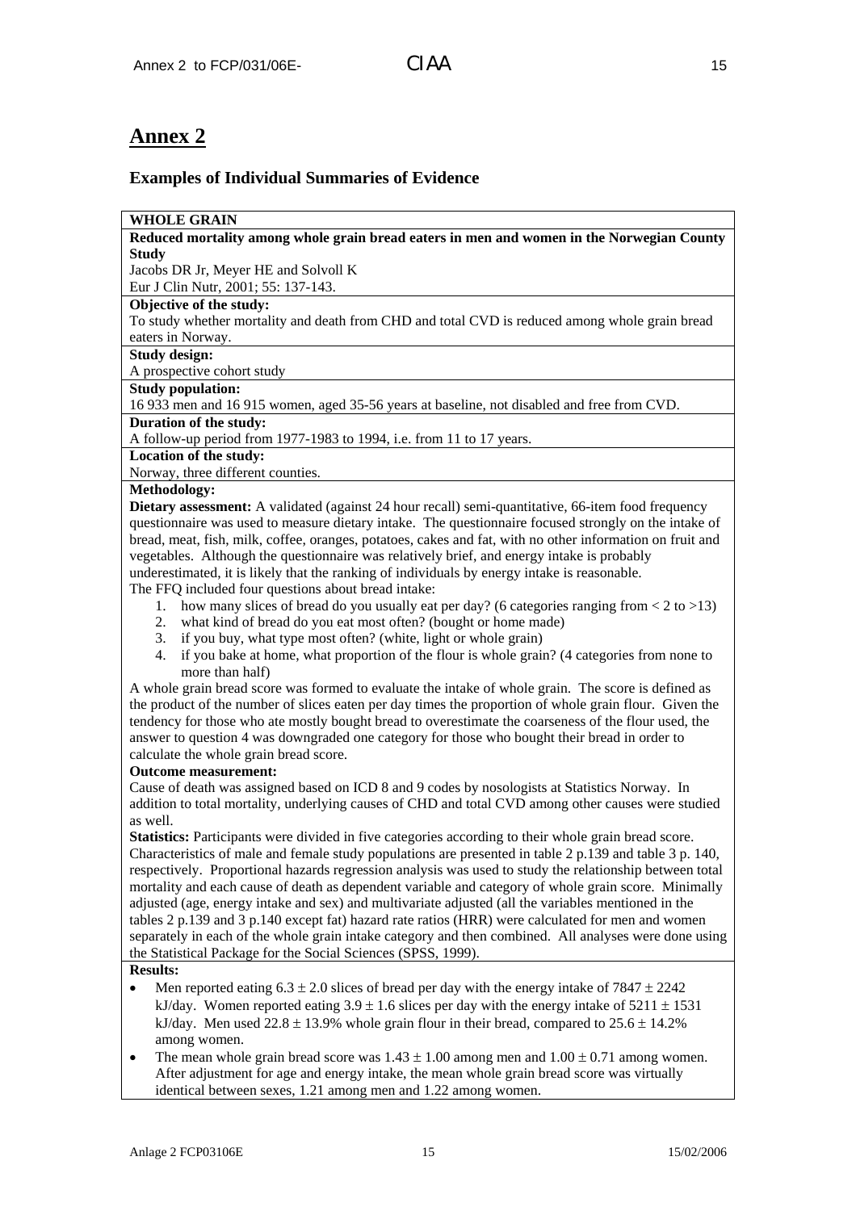# Annex 2

## Examples of Individual Summaries of Evidence

**WHOLE GRAIN**

**Reduced mortality among whole grain bread eaters in men and women in the Norwegian County Study**

Jacobs DR Jr, Meyer HE and Solvoll K

Eur J Clin Nutr, 2001; 55: 137-143.

**Objective of the study:**

To study whether mortality and death from CHD and total CVD is reduced among whole grain bread eaters in Norway.

**Study design:**

A prospective cohort study

**Study population:**

16 933 men and 16 915 women, aged 35-56 years at baseline, not disabled and free from CVD.

**Duration of the study:**

A follow-up period from 1977-1983 to 1994, i.e. from 11 to 17 years.

**Location of the study:**

Norway, three different counties.

**Methodology:**

**Dietary assessment:** A validated (against 24 hour recall) semi-quantitative, 66-item food frequency questionnaire was used to measure dietary intake. The questionnaire focused strongly on the intake of bread, meat, fish, milk, coffee, oranges, potatoes, cakes and fat, with no other information on fruit and vegetables. Although the questionnaire was relatively brief, and energy intake is probably underestimated, it is likely that the ranking of individuals by energy intake is reasonable.

The FFQ included four questions about bread intake:

1. how many slices of bread do you usually eat per day? (6 categories ranging from < 2 to >13)
2. what kind of bread do you eat most often? (bought or home made)
3. if you buy, what type most often? (white, light or whole grain)
4. if you bake at home, what proportion of the flour is whole grain? (4 categories from none to more than half)

A whole grain bread score was formed to evaluate the intake of whole grain. The score is defined as the product of the number of slices eaten per day times the proportion of whole grain flour. Given the tendency for those who ate mostly bought bread to overestimate the coarseness of the flour used, the answer to question 4 was downgraded one category for those who bought their bread in order to calculate the whole grain bread score.

**Outcome measurement:**

Cause of death was assigned based on ICD 8 and 9 codes by nosologists at Statistics Norway. In addition to total mortality, underlying causes of CHD and total CVD among other causes were studied as well.

**Statistics:** Participants were divided in five categories according to their whole grain bread score. Characteristics of male and female study populations are presented in table 2 p.139 and table 3 p. 140, respectively. Proportional hazards regression analysis was used to study the relationship between total mortality and each cause of death as dependent variable and category of whole grain score. Minimally adjusted (age, energy intake and sex) and multivariate adjusted (all the variables mentioned in the tables 2 p.139 and 3 p.140 except fat) hazard rate ratios (HRR) were calculated for men and women separately in each of the whole grain intake category and then combined. All analyses were done using the Statistical Package for the Social Sciences (SPSS, 1999).

**Results:**

- Men reported eating $6.3 \pm 2.0$ slices of bread per day with the energy intake of $7847 \pm 2242$ kJ/day. Women reported eating $3.9 \pm 1.6$ slices per day with the energy intake of $5211 \pm 1531$ kJ/day. Men used $22.8 \pm 13.9$% whole grain flour in their bread, compared to $25.6 \pm 14.2$% among women.
- The mean whole grain bread score was $1.43 \pm 1.00$ among men and $1.00 \pm 0.71$ among women. After adjustment for age and energy intake, the mean whole grain bread score was virtually identical between sexes, 1.21 among men and 1.22 among women.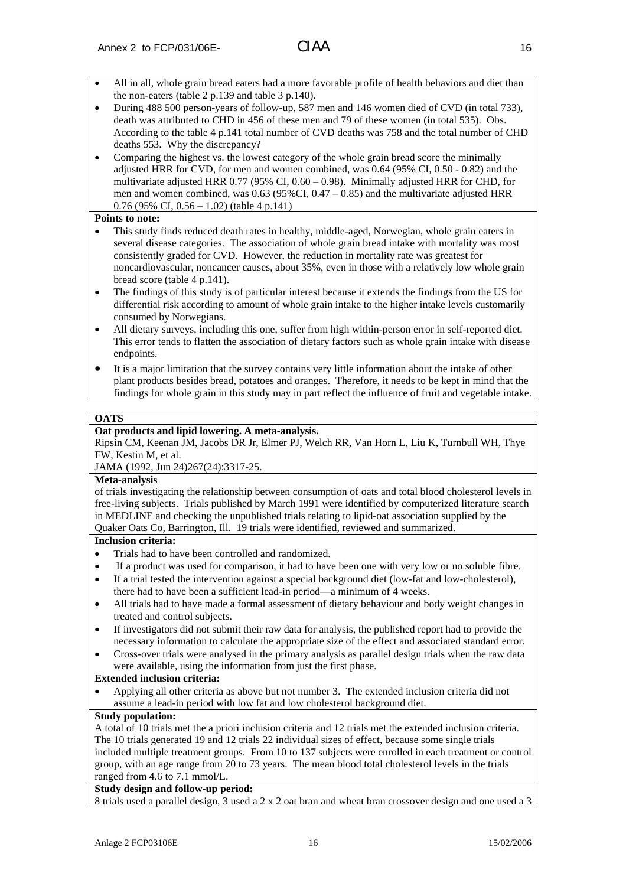- All in all, whole grain bread eaters had a more favorable profile of health behaviors and diet than the non-eaters (table 2 p.139 and table 3 p.140).
- During 488 500 person-years of follow-up, 587 men and 146 women died of CVD (in total 733), death was attributed to CHD in 456 of these men and 79 of these women (in total 535). Obs. According to the table 4 p.141 total number of CVD deaths was 758 and the total number of CHD deaths 553. Why the discrepancy?
- Comparing the highest vs. the lowest category of the whole grain bread score the minimally adjusted HRR for CVD, for men and women combined, was 0.64 (95% CI, 0.50 - 0.82) and the multivariate adjusted HRR 0.77 (95% CI, 0.60 – 0.98). Minimally adjusted HRR for CHD, for men and women combined, was 0.63 (95%CI, 0.47 – 0.85) and the multivariate adjusted HRR 0.76 (95% CI, 0.56 – 1.02) (table 4 p.141)

**Points to note:**

- This study finds reduced death rates in healthy, middle-aged, Norwegian, whole grain eaters in several disease categories. The association of whole grain bread intake with mortality was most consistently graded for CVD. However, the reduction in mortality rate was greatest for noncardiovascular, noncancer causes, about 35%, even in those with a relatively low whole grain bread score (table 4 p.141).
- The findings of this study is of particular interest because it extends the findings from the US for differential risk according to amount of whole grain intake to the higher intake levels customarily consumed by Norwegians.
- All dietary surveys, including this one, suffer from high within-person error in self-reported diet. This error tends to flatten the association of dietary factors such as whole grain intake with disease endpoints.
- It is a major limitation that the survey contains very little information about the intake of other plant products besides bread, potatoes and oranges. Therefore, it needs to be kept in mind that the findings for whole grain in this study may in part reflect the influence of fruit and vegetable intake.

**OATS**

**Oat products and lipid lowering. A meta-analysis.**

Ripsin CM, Keenan JM, Jacobs DR Jr, Elmer PJ, Welch RR, Van Horn L, Liu K, Turnbull WH, Thye FW, Kestin M, et al.

JAMA (1992, Jun 24)267(24):3317-25.

**Meta-analysis**

of trials investigating the relationship between consumption of oats and total blood cholesterol levels in free-living subjects. Trials published by March 1991 were identified by computerized literature search in MEDLINE and checking the unpublished trials relating to lipid-oat association supplied by the Quaker Oats Co, Barrington, Ill. 19 trials were identified, reviewed and summarized.

**Inclusion criteria:**

- Trials had to have been controlled and randomized.
- If a product was used for comparison, it had to have been one with very low or no soluble fibre.
- If a trial tested the intervention against a special background diet (low-fat and low-cholesterol), there had to have been a sufficient lead-in period—a minimum of 4 weeks.
- All trials had to have made a formal assessment of dietary behaviour and body weight changes in treated and control subjects.
- If investigators did not submit their raw data for analysis, the published report had to provide the necessary information to calculate the appropriate size of the effect and associated standard error.
- Cross-over trials were analysed in the primary analysis as parallel design trials when the raw data were available, using the information from just the first phase.

**Extended inclusion criteria:**

- Applying all other criteria as above but not number 3. The extended inclusion criteria did not assume a lead-in period with low fat and low cholesterol background diet.

**Study population:**

A total of 10 trials met the a priori inclusion criteria and 12 trials met the extended inclusion criteria. The 10 trials generated 19 and 12 trials 22 individual sizes of effect, because some single trials included multiple treatment groups. From 10 to 137 subjects were enrolled in each treatment or control group, with an age range from 20 to 73 years. The mean blood total cholesterol levels in the trials ranged from 4.6 to 7.1 mmol/L.

**Study design and follow-up period:**

8 trials used a parallel design, 3 used a 2 x 2 oat bran and wheat bran crossover design and one used a 3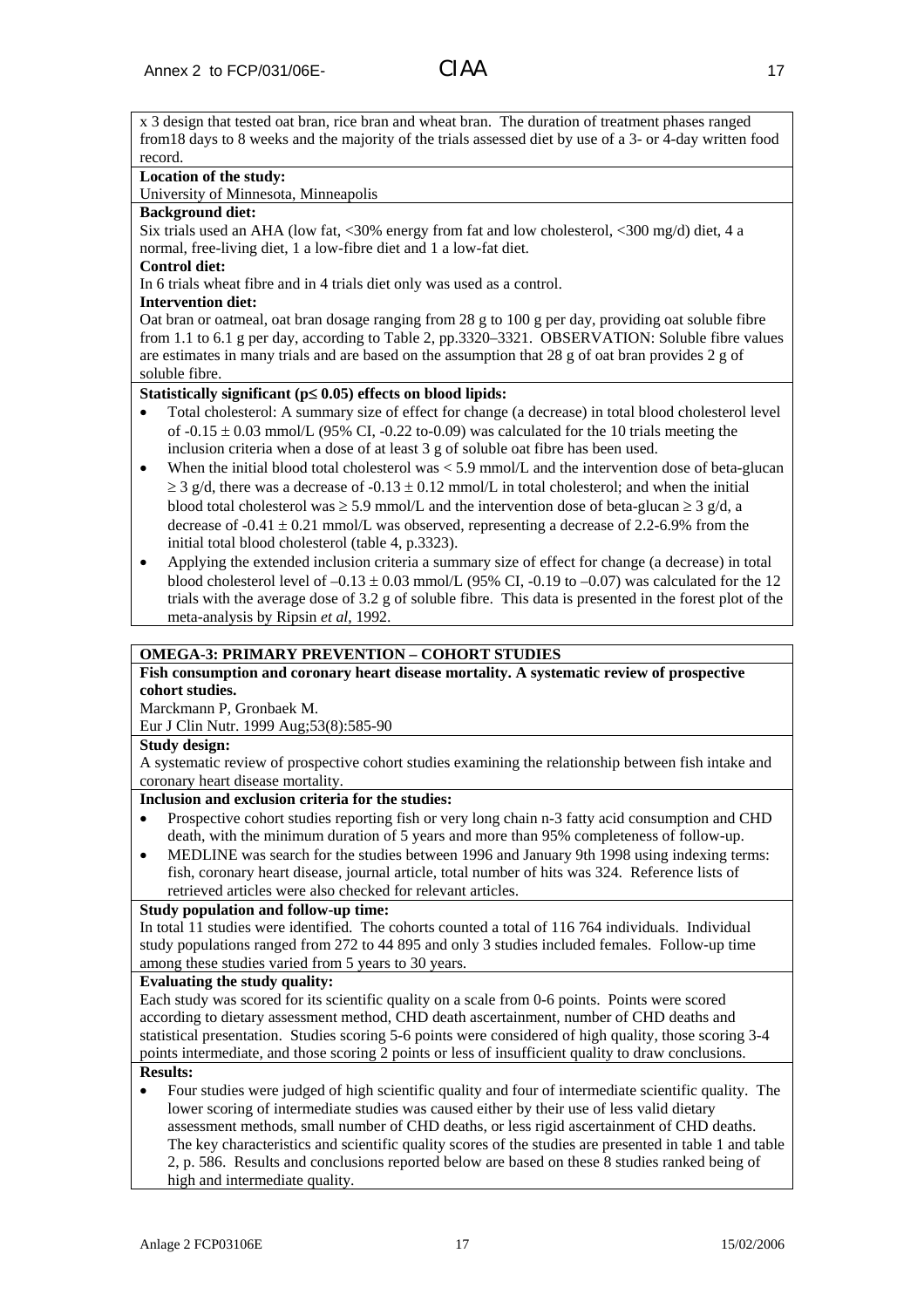x 3 design that tested oat bran, rice bran and wheat bran. The duration of treatment phases ranged from18 days to 8 weeks and the majority of the trials assessed diet by use of a 3- or 4-day written food record.

**Location of the study:**
University of Minnesota, Minneapolis

**Background diet:**
Six trials used an AHA (low fat, <30% energy from fat and low cholesterol, <300 mg/d) diet, 4 a normal, free-living diet, 1 a low-fibre diet and 1 a low-fat diet.

**Control diet:**
In 6 trials wheat fibre and in 4 trials diet only was used as a control.

**Intervention diet:**
Oat bran or oatmeal, oat bran dosage ranging from 28 g to 100 g per day, providing oat soluble fibre from 1.1 to 6.1 g per day, according to Table 2, pp.3320–3321. OBSERVATION: Soluble fibre values are estimates in many trials and are based on the assumption that 28 g of oat bran provides 2 g of soluble fibre.

**Statistically significant ($p \leq 0.05$) effects on blood lipids:**

- Total cholesterol: A summary size of effect for change (a decrease) in total blood cholesterol level of $-0.15 \pm 0.03$ mmol/L (95% CI, -0.22 to-0.09) was calculated for the 10 trials meeting the inclusion criteria when a dose of at least 3 g of soluble oat fibre has been used.
- When the initial blood total cholesterol was < 5.9 mmol/L and the intervention dose of beta-glucan $\geq 3$ g/d, there was a decrease of $-0.13 \pm 0.12$ mmol/L in total cholesterol; and when the initial blood total cholesterol was $\geq 5.9$ mmol/L and the intervention dose of beta-glucan $\geq 3$ g/d, a decrease of $-0.41 \pm 0.21$ mmol/L was observed, representing a decrease of 2.2-6.9% from the initial total blood cholesterol (table 4, p.3323).
- Applying the extended inclusion criteria a summary size of effect for change (a decrease) in total blood cholesterol level of $–0.13 \pm 0.03$ mmol/L (95% CI, -0.19 to –0.07) was calculated for the 12 trials with the average dose of 3.2 g of soluble fibre. This data is presented in the forest plot of the meta-analysis by Ripsin *et al*, 1992.

**OMEGA-3: PRIMARY PREVENTION – COHORT STUDIES**

**Fish consumption and coronary heart disease mortality. A systematic review of prospective cohort studies.**
Marckmann P, Gronbaek M.
Eur J Clin Nutr. 1999 Aug;53(8):585-90

**Study design:**
A systematic review of prospective cohort studies examining the relationship between fish intake and coronary heart disease mortality.

**Inclusion and exclusion criteria for the studies:**

- Prospective cohort studies reporting fish or very long chain n-3 fatty acid consumption and CHD death, with the minimum duration of 5 years and more than 95% completeness of follow-up.
- MEDLINE was search for the studies between 1996 and January 9th 1998 using indexing terms: fish, coronary heart disease, journal article, total number of hits was 324. Reference lists of retrieved articles were also checked for relevant articles.

**Study population and follow-up time:**
In total 11 studies were identified. The cohorts counted a total of 116 764 individuals. Individual study populations ranged from 272 to 44 895 and only 3 studies included females. Follow-up time among these studies varied from 5 years to 30 years.

**Evaluating the study quality:**
Each study was scored for its scientific quality on a scale from 0-6 points. Points were scored according to dietary assessment method, CHD death ascertainment, number of CHD deaths and statistical presentation. Studies scoring 5-6 points were considered of high quality, those scoring 3-4 points intermediate, and those scoring 2 points or less of insufficient quality to draw conclusions.

**Results:**

- Four studies were judged of high scientific quality and four of intermediate scientific quality. The lower scoring of intermediate studies was caused either by their use of less valid dietary assessment methods, small number of CHD deaths, or less rigid ascertainment of CHD deaths. The key characteristics and scientific quality scores of the studies are presented in table 1 and table 2, p. 586. Results and conclusions reported below are based on these 8 studies ranked being of high and intermediate quality.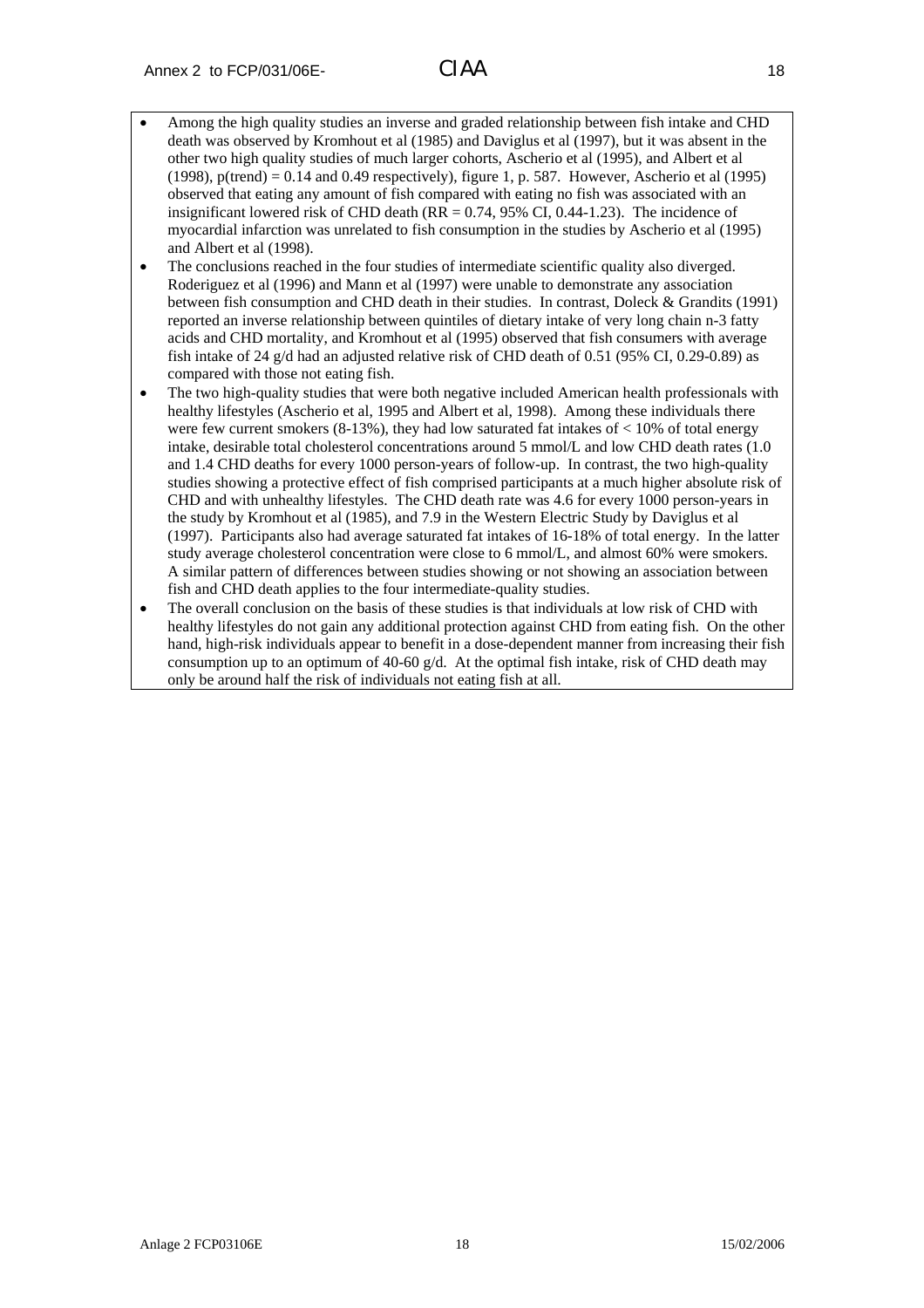- Among the high quality studies an inverse and graded relationship between fish intake and CHD death was observed by Kromhout et al (1985) and Daviglus et al (1997), but it was absent in the other two high quality studies of much larger cohorts, Ascherio et al (1995), and Albert et al (1998), p(trend) = 0.14 and 0.49 respectively), figure 1, p. 587. However, Ascherio et al (1995) observed that eating any amount of fish compared with eating no fish was associated with an insignificant lowered risk of CHD death (RR = 0.74, 95% CI, 0.44-1.23). The incidence of myocardial infarction was unrelated to fish consumption in the studies by Ascherio et al (1995) and Albert et al (1998).
- The conclusions reached in the four studies of intermediate scientific quality also diverged. Roderiguez et al (1996) and Mann et al (1997) were unable to demonstrate any association between fish consumption and CHD death in their studies. In contrast, Doleck & Grandits (1991) reported an inverse relationship between quintiles of dietary intake of very long chain n-3 fatty acids and CHD mortality, and Kromhout et al (1995) observed that fish consumers with average fish intake of 24 g/d had an adjusted relative risk of CHD death of 0.51 (95% CI, 0.29-0.89) as compared with those not eating fish.
- The two high-quality studies that were both negative included American health professionals with healthy lifestyles (Ascherio et al, 1995 and Albert et al, 1998). Among these individuals there were few current smokers (8-13%), they had low saturated fat intakes of < 10% of total energy intake, desirable total cholesterol concentrations around 5 mmol/L and low CHD death rates (1.0 and 1.4 CHD deaths for every 1000 person-years of follow-up. In contrast, the two high-quality studies showing a protective effect of fish comprised participants at a much higher absolute risk of CHD and with unhealthy lifestyles. The CHD death rate was 4.6 for every 1000 person-years in the study by Kromhout et al (1985), and 7.9 in the Western Electric Study by Daviglus et al (1997). Participants also had average saturated fat intakes of 16-18% of total energy. In the latter study average cholesterol concentration were close to 6 mmol/L, and almost 60% were smokers. A similar pattern of differences between studies showing or not showing an association between fish and CHD death applies to the four intermediate-quality studies.
- The overall conclusion on the basis of these studies is that individuals at low risk of CHD with healthy lifestyles do not gain any additional protection against CHD from eating fish. On the other hand, high-risk individuals appear to benefit in a dose-dependent manner from increasing their fish consumption up to an optimum of 40-60 g/d. At the optimal fish intake, risk of CHD death may only be around half the risk of individuals not eating fish at all.